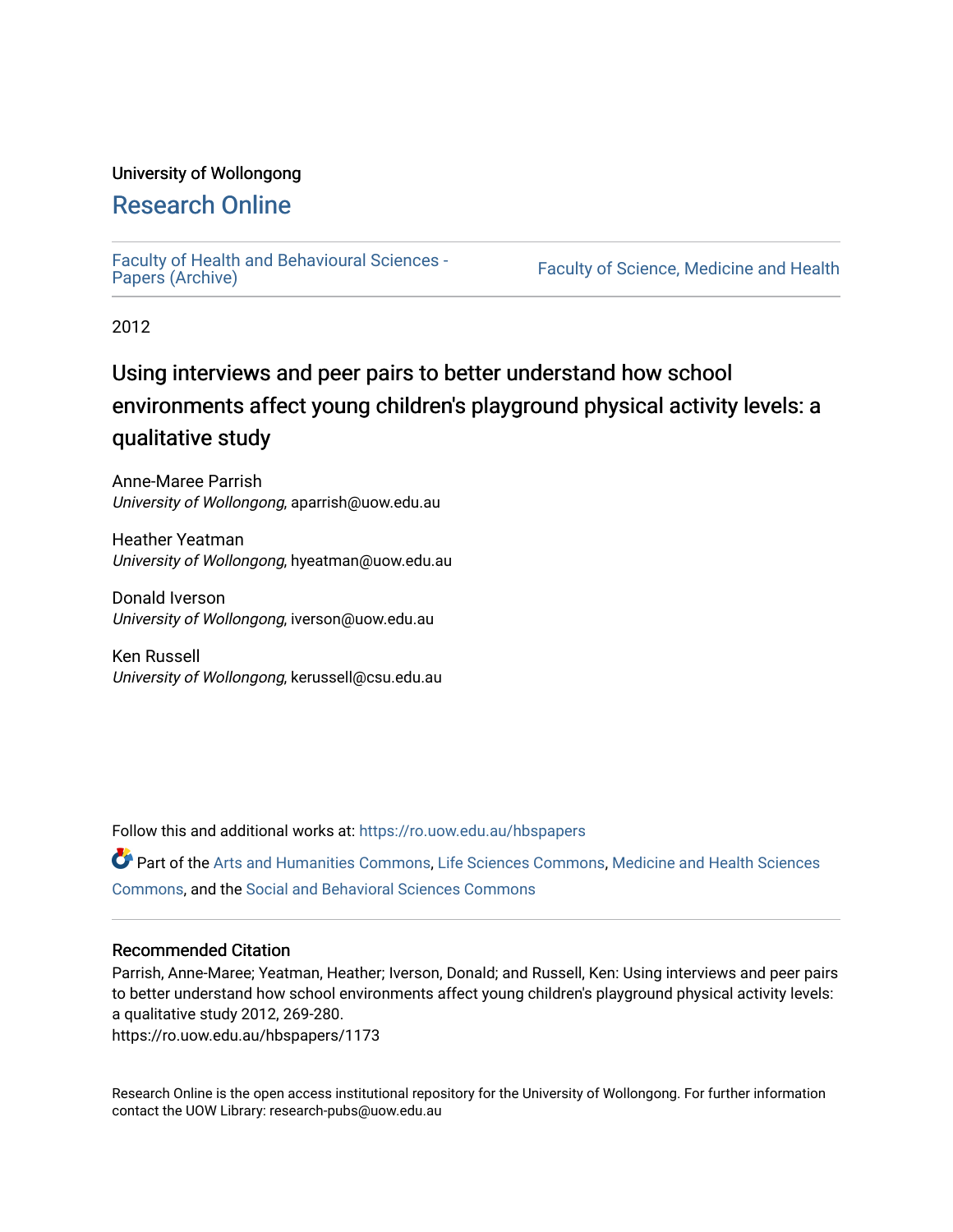University of Wollongong

# Research Online

Faculty of Health and Behavioural Sciences - Papers (Archive)

Faculty of Science, Medicine and Health

2012

## Using interviews and peer pairs to better understand how school environments affect young children's playground physical activity levels: a qualitative study

Anne-Maree Parrish
*University of Wollongong*, aparrish@uow.edu.au

Heather Yeatman
*University of Wollongong*, hyeatman@uow.edu.au

Donald Iverson
*University of Wollongong*, iverson@uow.edu.au

Ken Russell
*University of Wollongong*, kerussell@csu.edu.au

Follow this and additional works at: https://ro.uow.edu.au/hbspapers

Part of the Arts and Humanities Commons, Life Sciences Commons, Medicine and Health Sciences Commons, and the Social and Behavioral Sciences Commons

### Recommended Citation

Parrish, Anne-Maree; Yeatman, Heather; Iverson, Donald; and Russell, Ken: Using interviews and peer pairs to better understand how school environments affect young children's playground physical activity levels: a qualitative study 2012, 269-280.
https://ro.uow.edu.au/hbspapers/1173

Research Online is the open access institutional repository for the University of Wollongong. For further information contact the UOW Library: research-pubs@uow.edu.au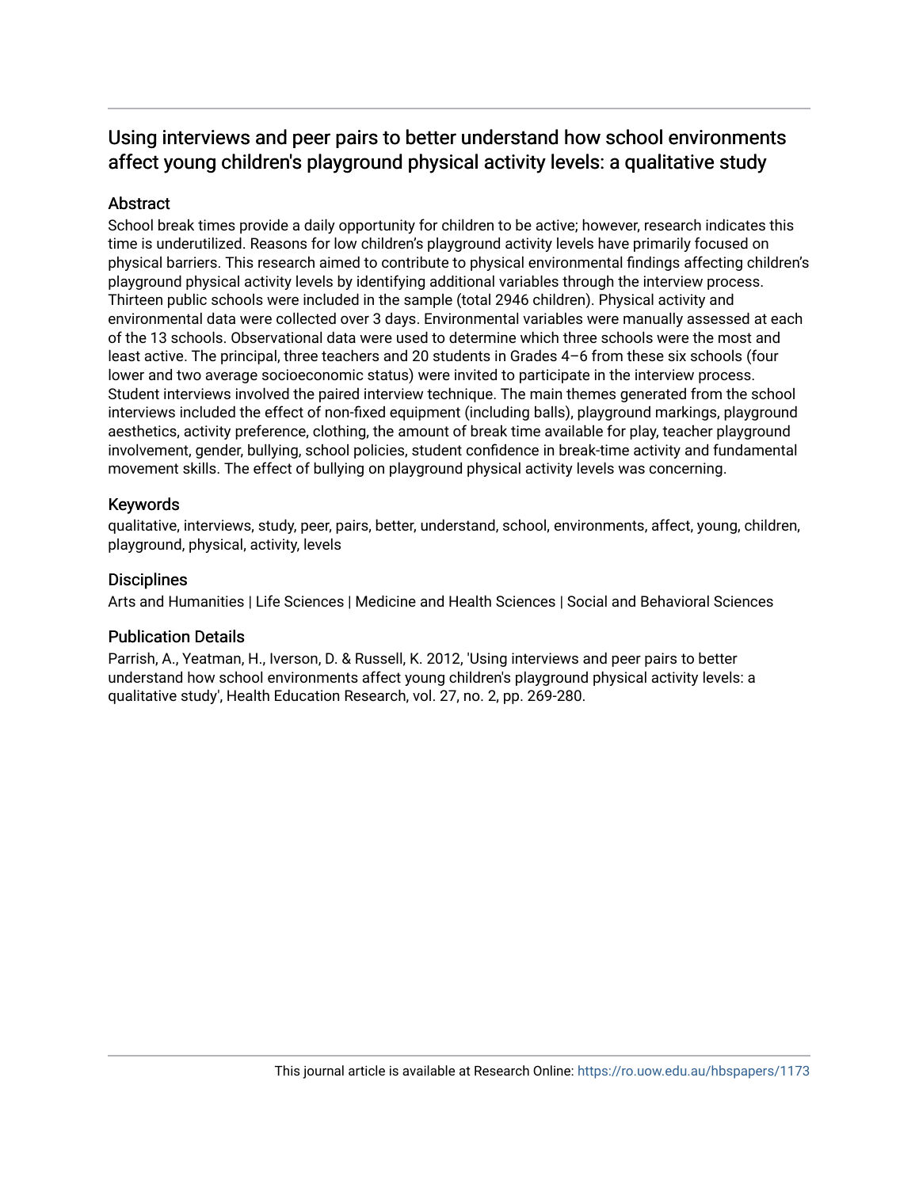# Using interviews and peer pairs to better understand how school environments affect young children's playground physical activity levels: a qualitative study

## Abstract

School break times provide a daily opportunity for children to be active; however, research indicates this time is underutilized. Reasons for low children's playground activity levels have primarily focused on physical barriers. This research aimed to contribute to physical environmental findings affecting children's playground physical activity levels by identifying additional variables through the interview process. Thirteen public schools were included in the sample (total 2946 children). Physical activity and environmental data were collected over 3 days. Environmental variables were manually assessed at each of the 13 schools. Observational data were used to determine which three schools were the most and least active. The principal, three teachers and 20 students in Grades 4–6 from these six schools (four lower and two average socioeconomic status) were invited to participate in the interview process. Student interviews involved the paired interview technique. The main themes generated from the school interviews included the effect of non-fixed equipment (including balls), playground markings, playground aesthetics, activity preference, clothing, the amount of break time available for play, teacher playground involvement, gender, bullying, school policies, student confidence in break-time activity and fundamental movement skills. The effect of bullying on playground physical activity levels was concerning.

## Keywords

qualitative, interviews, study, peer, pairs, better, understand, school, environments, affect, young, children, playground, physical, activity, levels

## Disciplines

Arts and Humanities | Life Sciences | Medicine and Health Sciences | Social and Behavioral Sciences

## Publication Details

Parrish, A., Yeatman, H., Iverson, D. & Russell, K. 2012, 'Using interviews and peer pairs to better understand how school environments affect young children's playground physical activity levels: a qualitative study', Health Education Research, vol. 27, no. 2, pp. 269-280.

This journal article is available at Research Online: https://ro.uow.edu.au/hbspapers/1173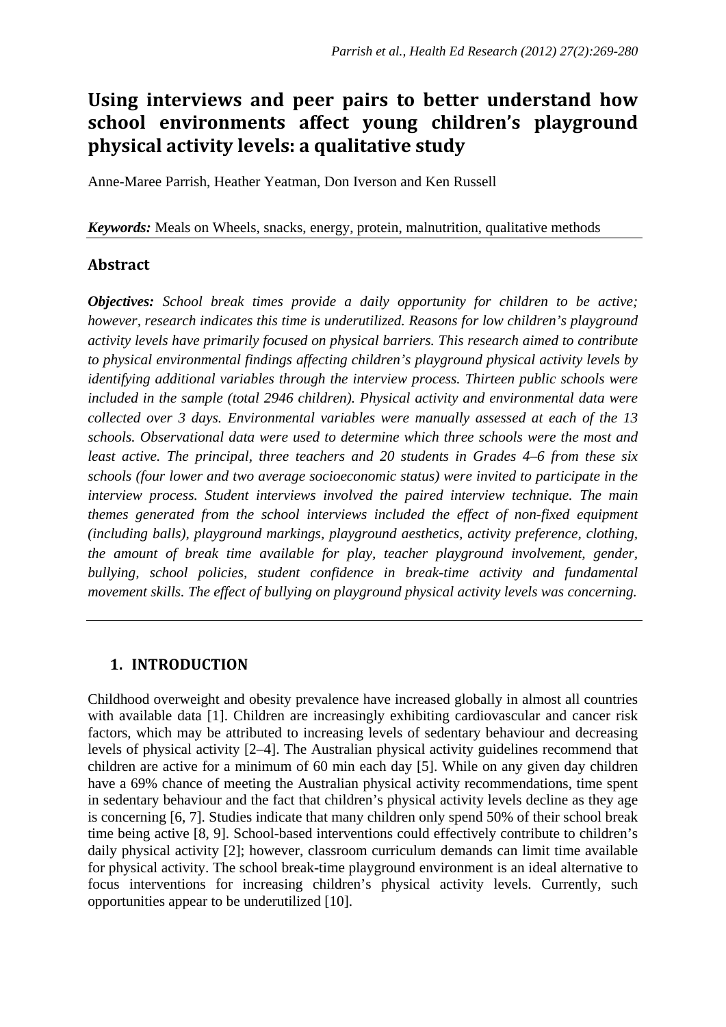# Using interviews and peer pairs to better understand how school environments affect young children's playground physical activity levels: a qualitative study

Anne-Maree Parrish, Heather Yeatman, Don Iverson and Ken Russell

***Keywords:*** Meals on Wheels, snacks, energy, protein, malnutrition, qualitative methods

## Abstract

***Objectives:*** *School break times provide a daily opportunity for children to be active; however, research indicates this time is underutilized. Reasons for low children's playground activity levels have primarily focused on physical barriers. This research aimed to contribute to physical environmental findings affecting children's playground physical activity levels by identifying additional variables through the interview process. Thirteen public schools were included in the sample (total 2946 children). Physical activity and environmental data were collected over 3 days. Environmental variables were manually assessed at each of the 13 schools. Observational data were used to determine which three schools were the most and least active. The principal, three teachers and 20 students in Grades 4–6 from these six schools (four lower and two average socioeconomic status) were invited to participate in the interview process. Student interviews involved the paired interview technique. The main themes generated from the school interviews included the effect of non-fixed equipment (including balls), playground markings, playground aesthetics, activity preference, clothing, the amount of break time available for play, teacher playground involvement, gender, bullying, school policies, student confidence in break-time activity and fundamental movement skills. The effect of bullying on playground physical activity levels was concerning.*

## 1. INTRODUCTION

Childhood overweight and obesity prevalence have increased globally in almost all countries with available data [1]. Children are increasingly exhibiting cardiovascular and cancer risk factors, which may be attributed to increasing levels of sedentary behaviour and decreasing levels of physical activity [2–4]. The Australian physical activity guidelines recommend that children are active for a minimum of 60 min each day [5]. While on any given day children have a 69% chance of meeting the Australian physical activity recommendations, time spent in sedentary behaviour and the fact that children's physical activity levels decline as they age is concerning [6, 7]. Studies indicate that many children only spend 50% of their school break time being active [8, 9]. School-based interventions could effectively contribute to children's daily physical activity [2]; however, classroom curriculum demands can limit time available for physical activity. The school break-time playground environment is an ideal alternative to focus interventions for increasing children's physical activity levels. Currently, such opportunities appear to be underutilized [10].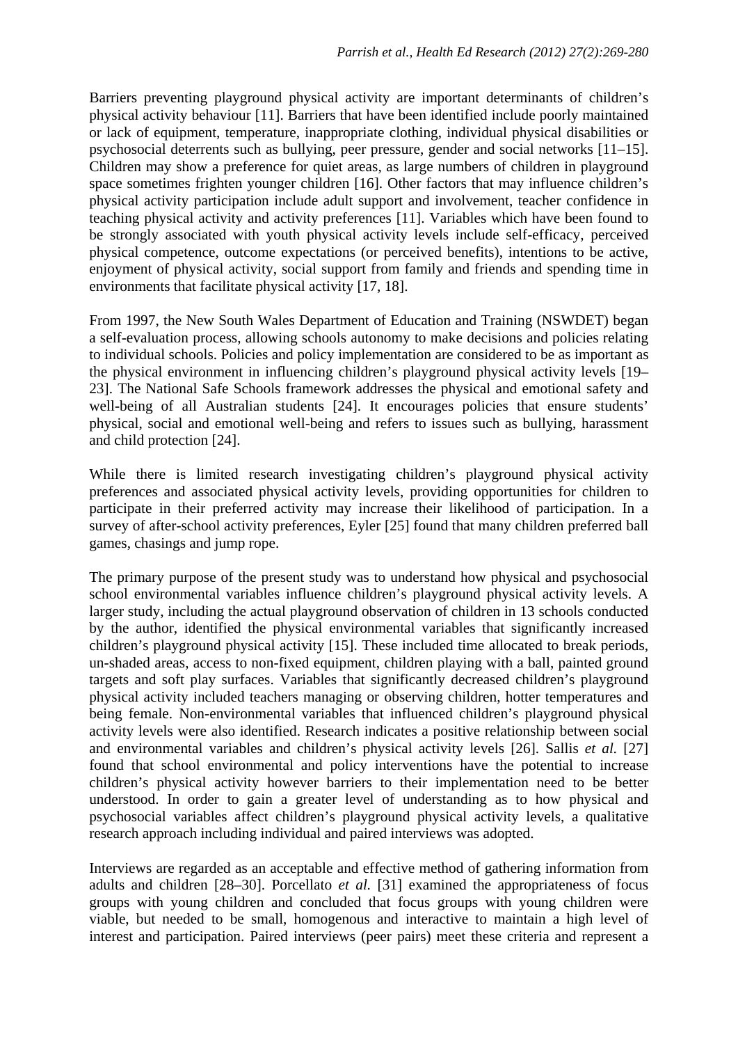Barriers preventing playground physical activity are important determinants of children's physical activity behaviour [11]. Barriers that have been identified include poorly maintained or lack of equipment, temperature, inappropriate clothing, individual physical disabilities or psychosocial deterrents such as bullying, peer pressure, gender and social networks [11–15]. Children may show a preference for quiet areas, as large numbers of children in playground space sometimes frighten younger children [16]. Other factors that may influence children's physical activity participation include adult support and involvement, teacher confidence in teaching physical activity and activity preferences [11]. Variables which have been found to be strongly associated with youth physical activity levels include self-efficacy, perceived physical competence, outcome expectations (or perceived benefits), intentions to be active, enjoyment of physical activity, social support from family and friends and spending time in environments that facilitate physical activity [17, 18].

From 1997, the New South Wales Department of Education and Training (NSWDET) began a self-evaluation process, allowing schools autonomy to make decisions and policies relating to individual schools. Policies and policy implementation are considered to be as important as the physical environment in influencing children's playground physical activity levels [19–23]. The National Safe Schools framework addresses the physical and emotional safety and well-being of all Australian students [24]. It encourages policies that ensure students' physical, social and emotional well-being and refers to issues such as bullying, harassment and child protection [24].

While there is limited research investigating children's playground physical activity preferences and associated physical activity levels, providing opportunities for children to participate in their preferred activity may increase their likelihood of participation. In a survey of after-school activity preferences, Eyler [25] found that many children preferred ball games, chasings and jump rope.

The primary purpose of the present study was to understand how physical and psychosocial school environmental variables influence children's playground physical activity levels. A larger study, including the actual playground observation of children in 13 schools conducted by the author, identified the physical environmental variables that significantly increased children's playground physical activity [15]. These included time allocated to break periods, un-shaded areas, access to non-fixed equipment, children playing with a ball, painted ground targets and soft play surfaces. Variables that significantly decreased children's playground physical activity included teachers managing or observing children, hotter temperatures and being female. Non-environmental variables that influenced children's playground physical activity levels were also identified. Research indicates a positive relationship between social and environmental variables and children's physical activity levels [26]. Sallis *et al.* [27] found that school environmental and policy interventions have the potential to increase children's physical activity however barriers to their implementation need to be better understood. In order to gain a greater level of understanding as to how physical and psychosocial variables affect children's playground physical activity levels, a qualitative research approach including individual and paired interviews was adopted.

Interviews are regarded as an acceptable and effective method of gathering information from adults and children [28–30]. Porcellato *et al.* [31] examined the appropriateness of focus groups with young children and concluded that focus groups with young children were viable, but needed to be small, homogenous and interactive to maintain a high level of interest and participation. Paired interviews (peer pairs) meet these criteria and represent a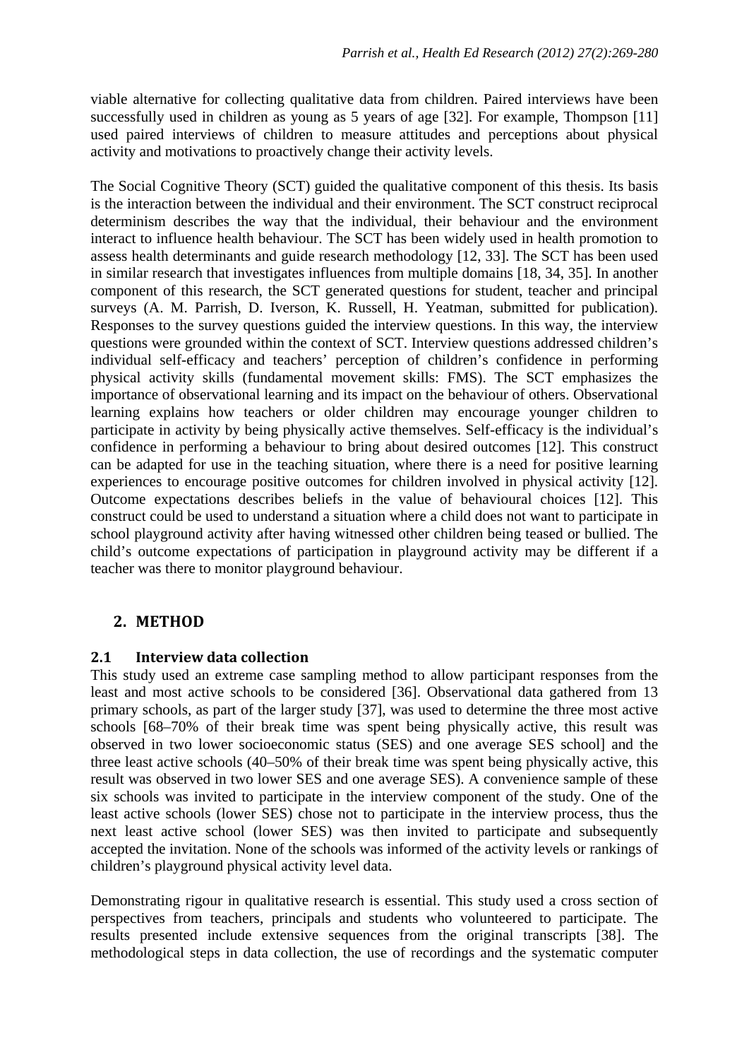viable alternative for collecting qualitative data from children. Paired interviews have been successfully used in children as young as 5 years of age [32]. For example, Thompson [11] used paired interviews of children to measure attitudes and perceptions about physical activity and motivations to proactively change their activity levels.

The Social Cognitive Theory (SCT) guided the qualitative component of this thesis. Its basis is the interaction between the individual and their environment. The SCT construct reciprocal determinism describes the way that the individual, their behaviour and the environment interact to influence health behaviour. The SCT has been widely used in health promotion to assess health determinants and guide research methodology [12, 33]. The SCT has been used in similar research that investigates influences from multiple domains [18, 34, 35]. In another component of this research, the SCT generated questions for student, teacher and principal surveys (A. M. Parrish, D. Iverson, K. Russell, H. Yeatman, submitted for publication). Responses to the survey questions guided the interview questions. In this way, the interview questions were grounded within the context of SCT. Interview questions addressed children's individual self-efficacy and teachers' perception of children's confidence in performing physical activity skills (fundamental movement skills: FMS). The SCT emphasizes the importance of observational learning and its impact on the behaviour of others. Observational learning explains how teachers or older children may encourage younger children to participate in activity by being physically active themselves. Self-efficacy is the individual's confidence in performing a behaviour to bring about desired outcomes [12]. This construct can be adapted for use in the teaching situation, where there is a need for positive learning experiences to encourage positive outcomes for children involved in physical activity [12]. Outcome expectations describes beliefs in the value of behavioural choices [12]. This construct could be used to understand a situation where a child does not want to participate in school playground activity after having witnessed other children being teased or bullied. The child's outcome expectations of participation in playground activity may be different if a teacher was there to monitor playground behaviour.

## 2. METHOD

### 2.1 Interview data collection

This study used an extreme case sampling method to allow participant responses from the least and most active schools to be considered [36]. Observational data gathered from 13 primary schools, as part of the larger study [37], was used to determine the three most active schools [68–70% of their break time was spent being physically active, this result was observed in two lower socioeconomic status (SES) and one average SES school] and the three least active schools (40–50% of their break time was spent being physically active, this result was observed in two lower SES and one average SES). A convenience sample of these six schools was invited to participate in the interview component of the study. One of the least active schools (lower SES) chose not to participate in the interview process, thus the next least active school (lower SES) was then invited to participate and subsequently accepted the invitation. None of the schools was informed of the activity levels or rankings of children's playground physical activity level data.

Demonstrating rigour in qualitative research is essential. This study used a cross section of perspectives from teachers, principals and students who volunteered to participate. The results presented include extensive sequences from the original transcripts [38]. The methodological steps in data collection, the use of recordings and the systematic computer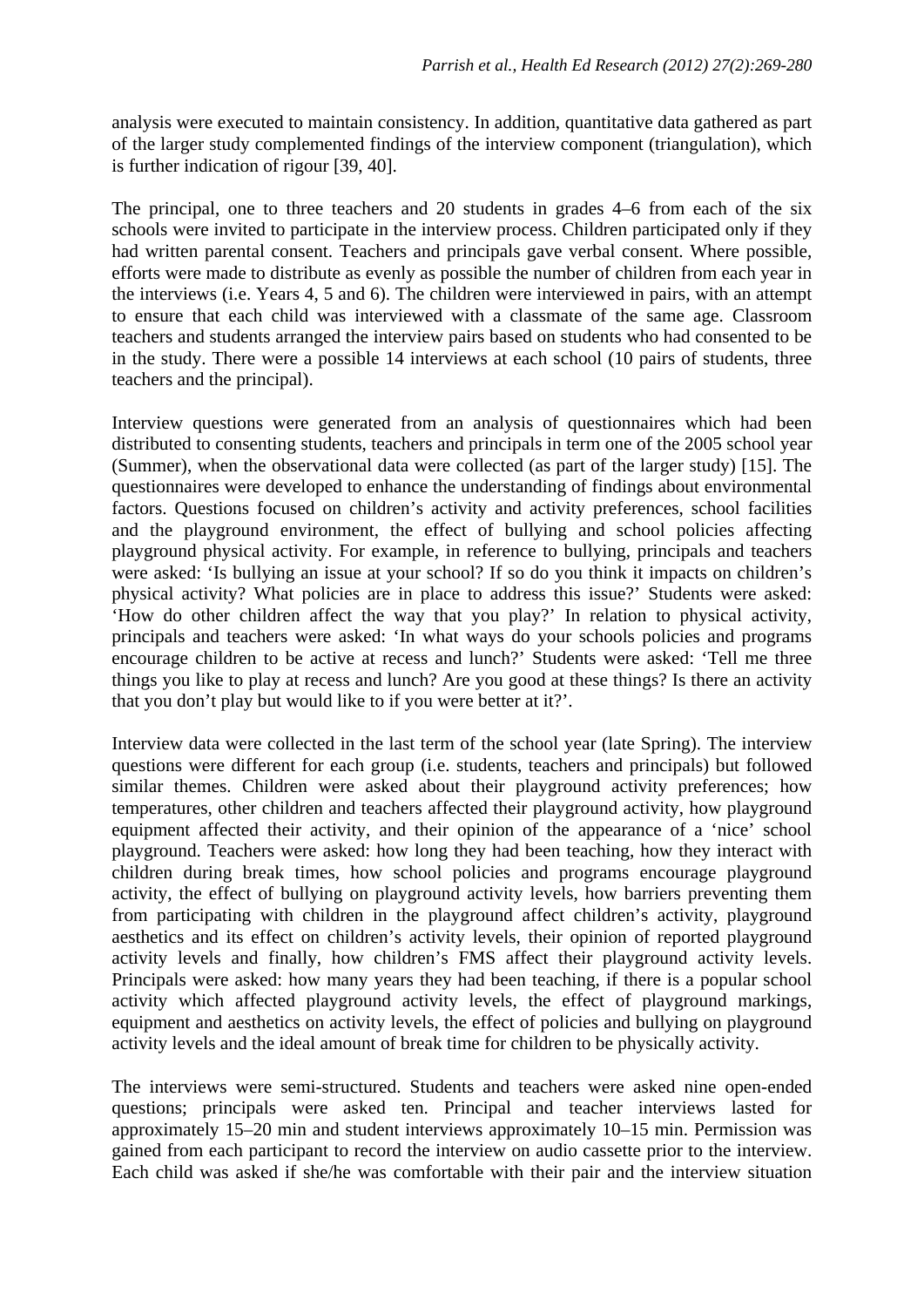analysis were executed to maintain consistency. In addition, quantitative data gathered as part of the larger study complemented findings of the interview component (triangulation), which is further indication of rigour [39, 40].

The principal, one to three teachers and 20 students in grades 4–6 from each of the six schools were invited to participate in the interview process. Children participated only if they had written parental consent. Teachers and principals gave verbal consent. Where possible, efforts were made to distribute as evenly as possible the number of children from each year in the interviews (i.e. Years 4, 5 and 6). The children were interviewed in pairs, with an attempt to ensure that each child was interviewed with a classmate of the same age. Classroom teachers and students arranged the interview pairs based on students who had consented to be in the study. There were a possible 14 interviews at each school (10 pairs of students, three teachers and the principal).

Interview questions were generated from an analysis of questionnaires which had been distributed to consenting students, teachers and principals in term one of the 2005 school year (Summer), when the observational data were collected (as part of the larger study) [15]. The questionnaires were developed to enhance the understanding of findings about environmental factors. Questions focused on children's activity and activity preferences, school facilities and the playground environment, the effect of bullying and school policies affecting playground physical activity. For example, in reference to bullying, principals and teachers were asked: 'Is bullying an issue at your school? If so do you think it impacts on children's physical activity? What policies are in place to address this issue?' Students were asked: 'How do other children affect the way that you play?' In relation to physical activity, principals and teachers were asked: 'In what ways do your schools policies and programs encourage children to be active at recess and lunch?' Students were asked: 'Tell me three things you like to play at recess and lunch? Are you good at these things? Is there an activity that you don't play but would like to if you were better at it?'.

Interview data were collected in the last term of the school year (late Spring). The interview questions were different for each group (i.e. students, teachers and principals) but followed similar themes. Children were asked about their playground activity preferences; how temperatures, other children and teachers affected their playground activity, how playground equipment affected their activity, and their opinion of the appearance of a 'nice' school playground. Teachers were asked: how long they had been teaching, how they interact with children during break times, how school policies and programs encourage playground activity, the effect of bullying on playground activity levels, how barriers preventing them from participating with children in the playground affect children's activity, playground aesthetics and its effect on children's activity levels, their opinion of reported playground activity levels and finally, how children's FMS affect their playground activity levels. Principals were asked: how many years they had been teaching, if there is a popular school activity which affected playground activity levels, the effect of playground markings, equipment and aesthetics on activity levels, the effect of policies and bullying on playground activity levels and the ideal amount of break time for children to be physically activity.

The interviews were semi-structured. Students and teachers were asked nine open-ended questions; principals were asked ten. Principal and teacher interviews lasted for approximately 15–20 min and student interviews approximately 10–15 min. Permission was gained from each participant to record the interview on audio cassette prior to the interview. Each child was asked if she/he was comfortable with their pair and the interview situation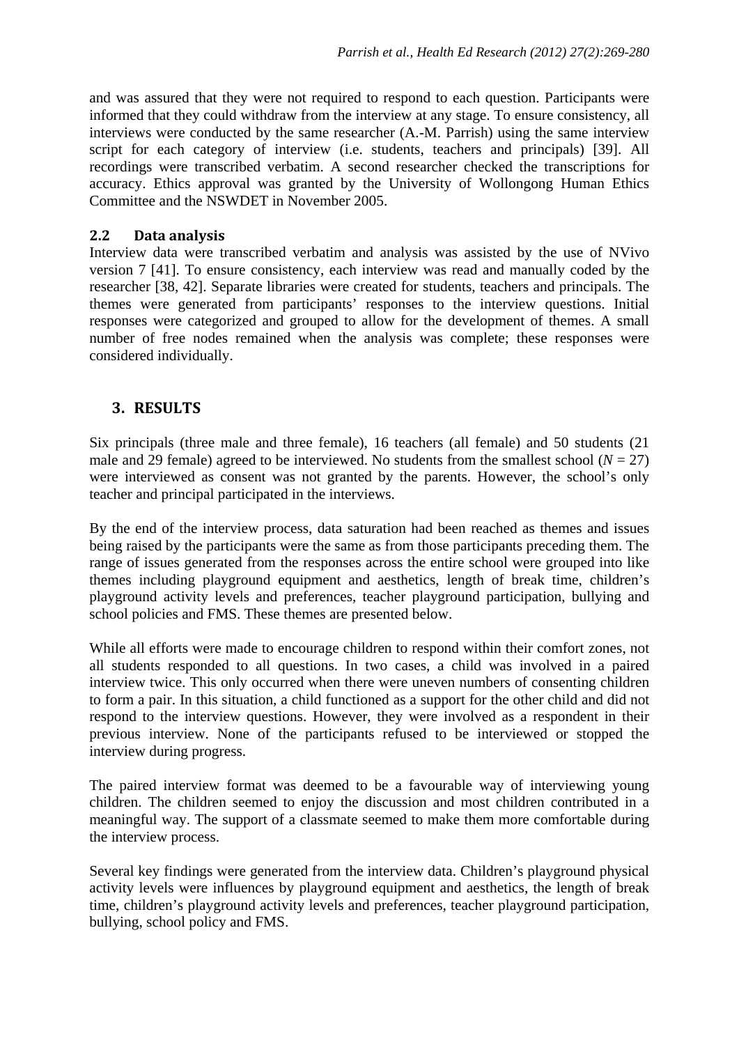and was assured that they were not required to respond to each question. Participants were informed that they could withdraw from the interview at any stage. To ensure consistency, all interviews were conducted by the same researcher (A.-M. Parrish) using the same interview script for each category of interview (i.e. students, teachers and principals) [39]. All recordings were transcribed verbatim. A second researcher checked the transcriptions for accuracy. Ethics approval was granted by the University of Wollongong Human Ethics Committee and the NSWDET in November 2005.

## 2.2 Data analysis

Interview data were transcribed verbatim and analysis was assisted by the use of NVivo version 7 [41]. To ensure consistency, each interview was read and manually coded by the researcher [38, 42]. Separate libraries were created for students, teachers and principals. The themes were generated from participants' responses to the interview questions. Initial responses were categorized and grouped to allow for the development of themes. A small number of free nodes remained when the analysis was complete; these responses were considered individually.

# 3. RESULTS

Six principals (three male and three female), 16 teachers (all female) and 50 students (21 male and 29 female) agreed to be interviewed. No students from the smallest school ($N = 27$) were interviewed as consent was not granted by the parents. However, the school's only teacher and principal participated in the interviews.

By the end of the interview process, data saturation had been reached as themes and issues being raised by the participants were the same as from those participants preceding them. The range of issues generated from the responses across the entire school were grouped into like themes including playground equipment and aesthetics, length of break time, children's playground activity levels and preferences, teacher playground participation, bullying and school policies and FMS. These themes are presented below.

While all efforts were made to encourage children to respond within their comfort zones, not all students responded to all questions. In two cases, a child was involved in a paired interview twice. This only occurred when there were uneven numbers of consenting children to form a pair. In this situation, a child functioned as a support for the other child and did not respond to the interview questions. However, they were involved as a respondent in their previous interview. None of the participants refused to be interviewed or stopped the interview during progress.

The paired interview format was deemed to be a favourable way of interviewing young children. The children seemed to enjoy the discussion and most children contributed in a meaningful way. The support of a classmate seemed to make them more comfortable during the interview process.

Several key findings were generated from the interview data. Children's playground physical activity levels were influences by playground equipment and aesthetics, the length of break time, children's playground activity levels and preferences, teacher playground participation, bullying, school policy and FMS.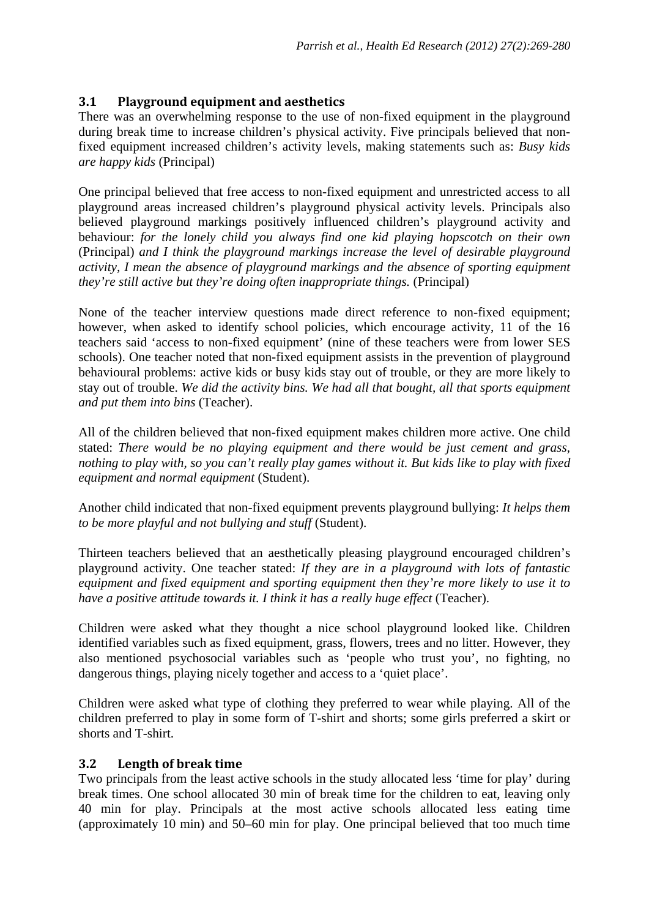### 3.1 Playground equipment and aesthetics

There was an overwhelming response to the use of non-fixed equipment in the playground during break time to increase children's physical activity. Five principals believed that non-fixed equipment increased children's activity levels, making statements such as: *Busy kids are happy kids* (Principal)

One principal believed that free access to non-fixed equipment and unrestricted access to all playground areas increased children's playground physical activity levels. Principals also believed playground markings positively influenced children's playground activity and behaviour: *for the lonely child you always find one kid playing hopscotch on their own* (Principal) *and I think the playground markings increase the level of desirable playground activity, I mean the absence of playground markings and the absence of sporting equipment they're still active but they're doing often inappropriate things.* (Principal)

None of the teacher interview questions made direct reference to non-fixed equipment; however, when asked to identify school policies, which encourage activity, 11 of the 16 teachers said 'access to non-fixed equipment' (nine of these teachers were from lower SES schools). One teacher noted that non-fixed equipment assists in the prevention of playground behavioural problems: active kids or busy kids stay out of trouble, or they are more likely to stay out of trouble. *We did the activity bins. We had all that bought, all that sports equipment and put them into bins* (Teacher).

All of the children believed that non-fixed equipment makes children more active. One child stated: *There would be no playing equipment and there would be just cement and grass, nothing to play with, so you can't really play games without it. But kids like to play with fixed equipment and normal equipment* (Student).

Another child indicated that non-fixed equipment prevents playground bullying: *It helps them to be more playful and not bullying and stuff* (Student).

Thirteen teachers believed that an aesthetically pleasing playground encouraged children's playground activity. One teacher stated: *If they are in a playground with lots of fantastic equipment and fixed equipment and sporting equipment then they're more likely to use it to have a positive attitude towards it. I think it has a really huge effect* (Teacher).

Children were asked what they thought a nice school playground looked like. Children identified variables such as fixed equipment, grass, flowers, trees and no litter. However, they also mentioned psychosocial variables such as 'people who trust you', no fighting, no dangerous things, playing nicely together and access to a 'quiet place'.

Children were asked what type of clothing they preferred to wear while playing. All of the children preferred to play in some form of T-shirt and shorts; some girls preferred a skirt or shorts and T-shirt.

### 3.2 Length of break time

Two principals from the least active schools in the study allocated less 'time for play' during break times. One school allocated 30 min of break time for the children to eat, leaving only 40 min for play. Principals at the most active schools allocated less eating time (approximately 10 min) and 50–60 min for play. One principal believed that too much time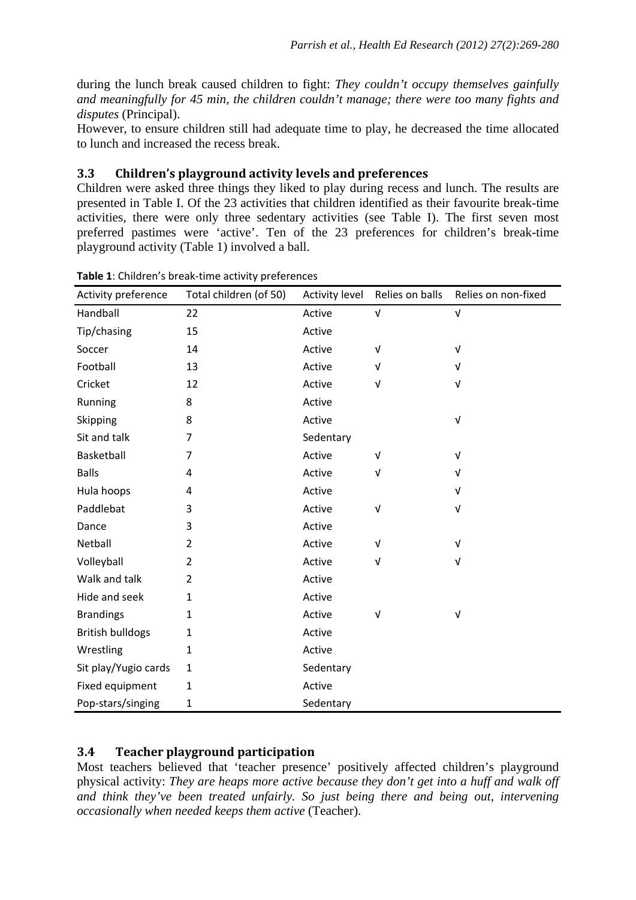during the lunch break caused children to fight: *They couldn't occupy themselves gainfully and meaningfully for 45 min, the children couldn't manage; there were too many fights and disputes* (Principal).

However, to ensure children still had adequate time to play, he decreased the time allocated to lunch and increased the recess break.

## 3.3 Children's playground activity levels and preferences

Children were asked three things they liked to play during recess and lunch. The results are presented in Table I. Of the 23 activities that children identified as their favourite break-time activities, there were only three sedentary activities (see Table I). The first seven most preferred pastimes were 'active'. Ten of the 23 preferences for children's break-time playground activity (Table 1) involved a ball.

**Table 1**: Children's break-time activity preferences

| Activity preference | Total children (of 50) | Activity level | Relies on balls | Relies on non-fixed |
|---|---|---|---|---|
| Handball | 22 | Active | √ | √ |
| Tip/chasing | 15 | Active | | |
| Soccer | 14 | Active | √ | √ |
| Football | 13 | Active | √ | √ |
| Cricket | 12 | Active | √ | √ |
| Running | 8 | Active | | |
| Skipping | 8 | Active | | √ |
| Sit and talk | 7 | Sedentary | | |
| Basketball | 7 | Active | √ | √ |
| Balls | 4 | Active | √ | √ |
| Hula hoops | 4 | Active | | √ |
| Paddlebat | 3 | Active | √ | √ |
| Dance | 3 | Active | | |
| Netball | 2 | Active | √ | √ |
| Volleyball | 2 | Active | √ | √ |
| Walk and talk | 2 | Active | | |
| Hide and seek | 1 | Active | | |
| Brandings | 1 | Active | √ | √ |
| British bulldogs | 1 | Active | | |
| Wrestling | 1 | Active | | |
| Sit play/Yugio cards | 1 | Sedentary | | |
| Fixed equipment | 1 | Active | | |
| Pop-stars/singing | 1 | Sedentary | | |

## 3.4 Teacher playground participation

Most teachers believed that 'teacher presence' positively affected children's playground physical activity: *They are heaps more active because they don't get into a huff and walk off and think they've been treated unfairly. So just being there and being out, intervening occasionally when needed keeps them active* (Teacher).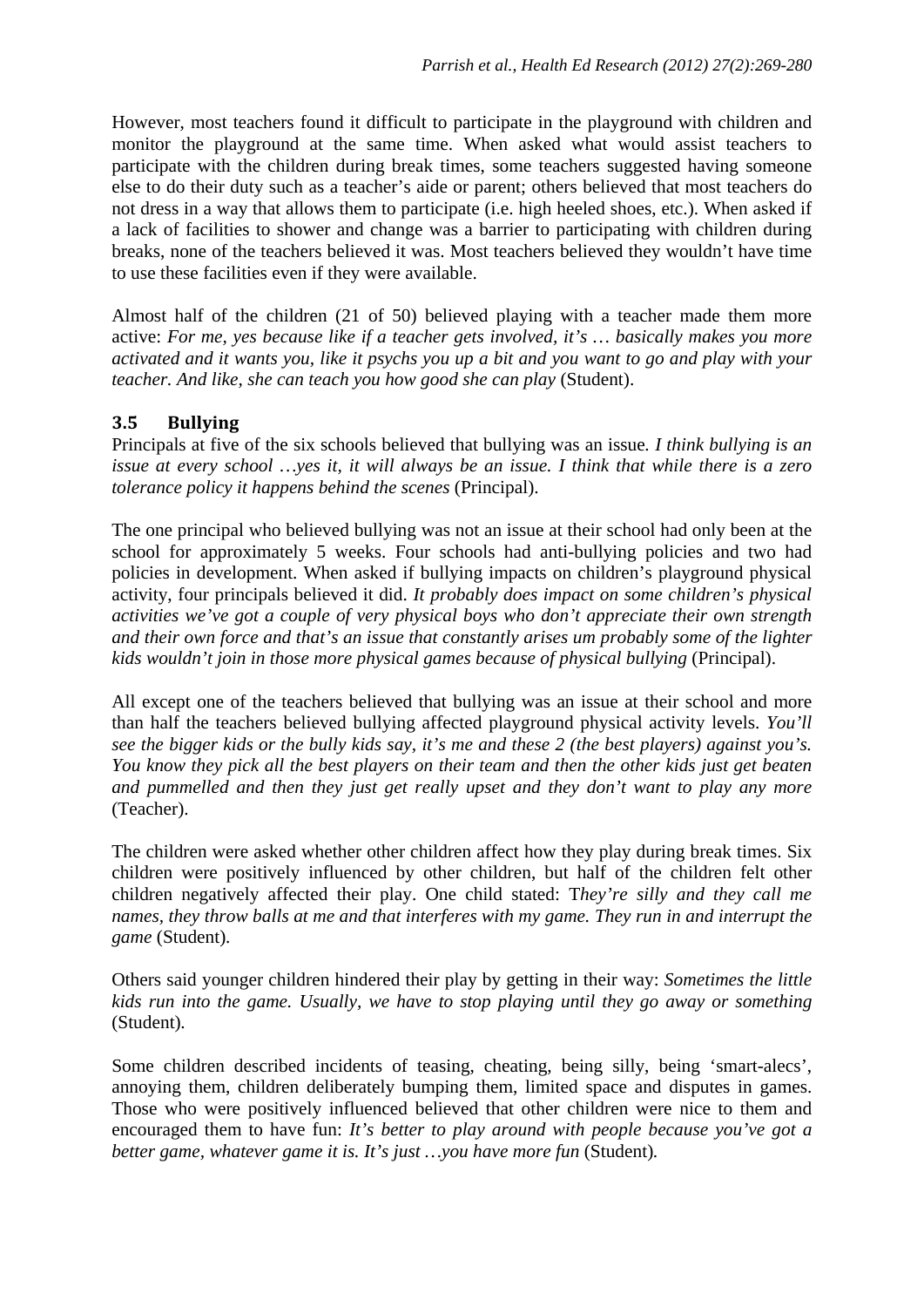However, most teachers found it difficult to participate in the playground with children and monitor the playground at the same time. When asked what would assist teachers to participate with the children during break times, some teachers suggested having someone else to do their duty such as a teacher's aide or parent; others believed that most teachers do not dress in a way that allows them to participate (i.e. high heeled shoes, etc.). When asked if a lack of facilities to shower and change was a barrier to participating with children during breaks, none of the teachers believed it was. Most teachers believed they wouldn't have time to use these facilities even if they were available.

Almost half of the children (21 of 50) believed playing with a teacher made them more active: *For me, yes because like if a teacher gets involved, it's … basically makes you more activated and it wants you, like it psychs you up a bit and you want to go and play with your teacher. And like, she can teach you how good she can play* (Student).

### 3.5 Bullying

Principals at five of the six schools believed that bullying was an issue. *I think bullying is an issue at every school …yes it, it will always be an issue. I think that while there is a zero tolerance policy it happens behind the scenes* (Principal).

The one principal who believed bullying was not an issue at their school had only been at the school for approximately 5 weeks. Four schools had anti-bullying policies and two had policies in development. When asked if bullying impacts on children's playground physical activity, four principals believed it did. *It probably does impact on some children's physical activities we've got a couple of very physical boys who don't appreciate their own strength and their own force and that's an issue that constantly arises um probably some of the lighter kids wouldn't join in those more physical games because of physical bullying* (Principal).

All except one of the teachers believed that bullying was an issue at their school and more than half the teachers believed bullying affected playground physical activity levels. *You'll see the bigger kids or the bully kids say, it's me and these 2 (the best players) against you's. You know they pick all the best players on their team and then the other kids just get beaten and pummelled and then they just get really upset and they don't want to play any more* (Teacher).

The children were asked whether other children affect how they play during break times. Six children were positively influenced by other children, but half of the children felt other children negatively affected their play. One child stated: T*hey're silly and they call me names, they throw balls at me and that interferes with my game. They run in and interrupt the game* (Student).

Others said younger children hindered their play by getting in their way: *Sometimes the little kids run into the game. Usually, we have to stop playing until they go away or something* (Student).

Some children described incidents of teasing, cheating, being silly, being 'smart-alecs', annoying them, children deliberately bumping them, limited space and disputes in games. Those who were positively influenced believed that other children were nice to them and encouraged them to have fun: *It's better to play around with people because you've got a better game, whatever game it is. It's just …you have more fun* (Student).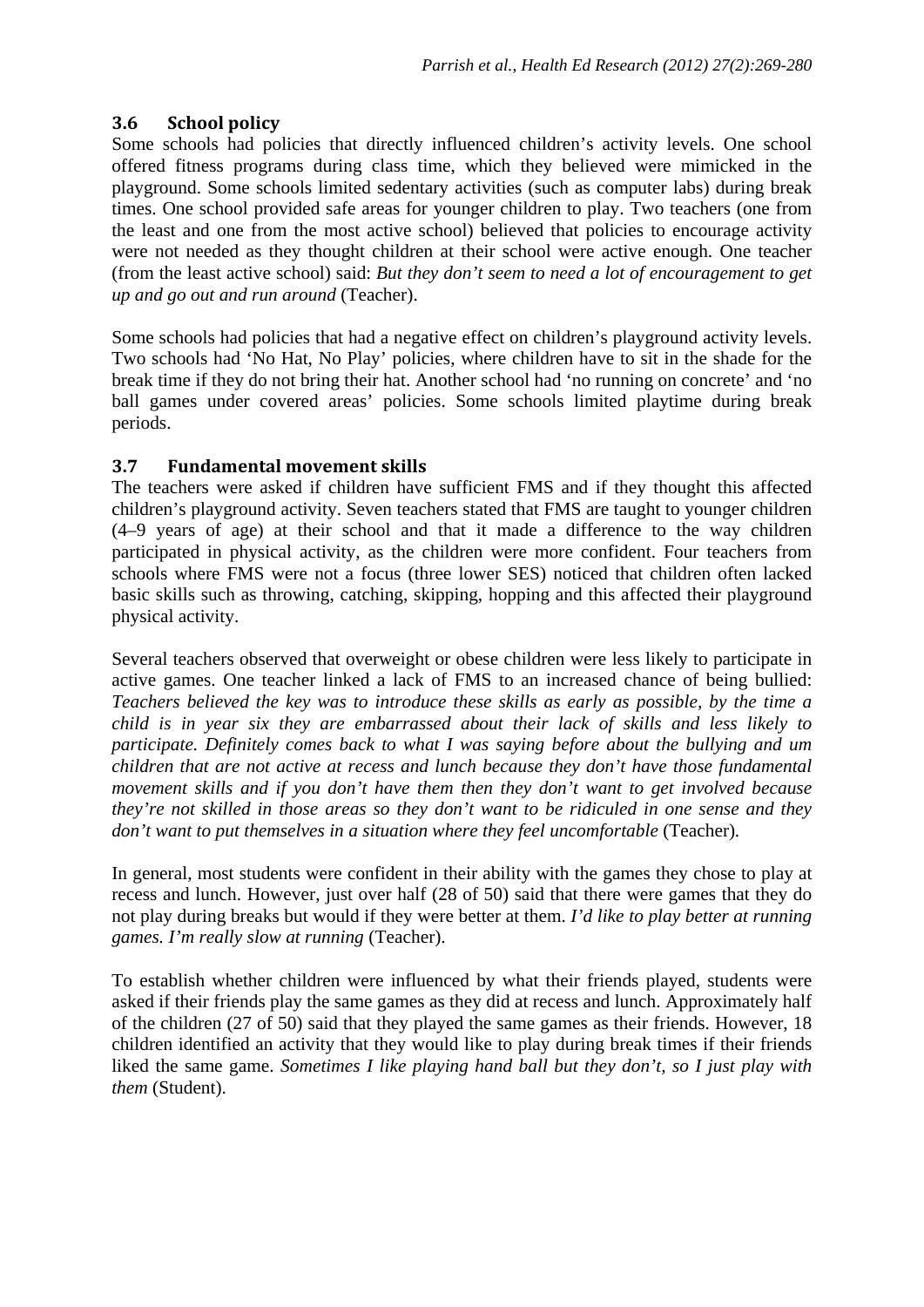### 3.6 School policy

Some schools had policies that directly influenced children's activity levels. One school offered fitness programs during class time, which they believed were mimicked in the playground. Some schools limited sedentary activities (such as computer labs) during break times. One school provided safe areas for younger children to play. Two teachers (one from the least and one from the most active school) believed that policies to encourage activity were not needed as they thought children at their school were active enough. One teacher (from the least active school) said: *But they don't seem to need a lot of encouragement to get up and go out and run around* (Teacher).

Some schools had policies that had a negative effect on children's playground activity levels. Two schools had 'No Hat, No Play' policies, where children have to sit in the shade for the break time if they do not bring their hat. Another school had 'no running on concrete' and 'no ball games under covered areas' policies. Some schools limited playtime during break periods.

### 3.7 Fundamental movement skills

The teachers were asked if children have sufficient FMS and if they thought this affected children's playground activity. Seven teachers stated that FMS are taught to younger children (4–9 years of age) at their school and that it made a difference to the way children participated in physical activity, as the children were more confident. Four teachers from schools where FMS were not a focus (three lower SES) noticed that children often lacked basic skills such as throwing, catching, skipping, hopping and this affected their playground physical activity.

Several teachers observed that overweight or obese children were less likely to participate in active games. One teacher linked a lack of FMS to an increased chance of being bullied: *Teachers believed the key was to introduce these skills as early as possible, by the time a child is in year six they are embarrassed about their lack of skills and less likely to participate. Definitely comes back to what I was saying before about the bullying and um children that are not active at recess and lunch because they don't have those fundamental movement skills and if you don't have them then they don't want to get involved because they're not skilled in those areas so they don't want to be ridiculed in one sense and they don't want to put themselves in a situation where they feel uncomfortable* (Teacher).

In general, most students were confident in their ability with the games they chose to play at recess and lunch. However, just over half (28 of 50) said that there were games that they do not play during breaks but would if they were better at them. *I'd like to play better at running games. I'm really slow at running* (Teacher).

To establish whether children were influenced by what their friends played, students were asked if their friends play the same games as they did at recess and lunch. Approximately half of the children (27 of 50) said that they played the same games as their friends. However, 18 children identified an activity that they would like to play during break times if their friends liked the same game. *Sometimes I like playing hand ball but they don't, so I just play with them* (Student).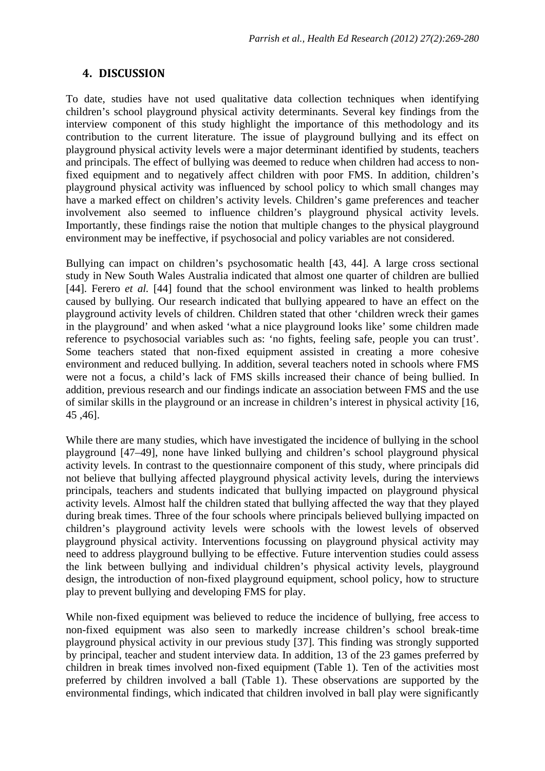## 4. DISCUSSION

To date, studies have not used qualitative data collection techniques when identifying children's school playground physical activity determinants. Several key findings from the interview component of this study highlight the importance of this methodology and its contribution to the current literature. The issue of playground bullying and its effect on playground physical activity levels were a major determinant identified by students, teachers and principals. The effect of bullying was deemed to reduce when children had access to non-fixed equipment and to negatively affect children with poor FMS. In addition, children's playground physical activity was influenced by school policy to which small changes may have a marked effect on children's activity levels. Children's game preferences and teacher involvement also seemed to influence children's playground physical activity levels. Importantly, these findings raise the notion that multiple changes to the physical playground environment may be ineffective, if psychosocial and policy variables are not considered.

Bullying can impact on children's psychosomatic health [43, 44]. A large cross sectional study in New South Wales Australia indicated that almost one quarter of children are bullied [44]. Ferero *et al.* [44] found that the school environment was linked to health problems caused by bullying. Our research indicated that bullying appeared to have an effect on the playground activity levels of children. Children stated that other 'children wreck their games in the playground' and when asked 'what a nice playground looks like' some children made reference to psychosocial variables such as: 'no fights, feeling safe, people you can trust'. Some teachers stated that non-fixed equipment assisted in creating a more cohesive environment and reduced bullying. In addition, several teachers noted in schools where FMS were not a focus, a child's lack of FMS skills increased their chance of being bullied. In addition, previous research and our findings indicate an association between FMS and the use of similar skills in the playground or an increase in children's interest in physical activity [16, 45 ,46].

While there are many studies, which have investigated the incidence of bullying in the school playground [47–49], none have linked bullying and children's school playground physical activity levels. In contrast to the questionnaire component of this study, where principals did not believe that bullying affected playground physical activity levels, during the interviews principals, teachers and students indicated that bullying impacted on playground physical activity levels. Almost half the children stated that bullying affected the way that they played during break times. Three of the four schools where principals believed bullying impacted on children's playground activity levels were schools with the lowest levels of observed playground physical activity. Interventions focussing on playground physical activity may need to address playground bullying to be effective. Future intervention studies could assess the link between bullying and individual children's physical activity levels, playground design, the introduction of non-fixed playground equipment, school policy, how to structure play to prevent bullying and developing FMS for play.

While non-fixed equipment was believed to reduce the incidence of bullying, free access to non-fixed equipment was also seen to markedly increase children's school break-time playground physical activity in our previous study [37]. This finding was strongly supported by principal, teacher and student interview data. In addition, 13 of the 23 games preferred by children in break times involved non-fixed equipment (Table 1). Ten of the activities most preferred by children involved a ball (Table 1). These observations are supported by the environmental findings, which indicated that children involved in ball play were significantly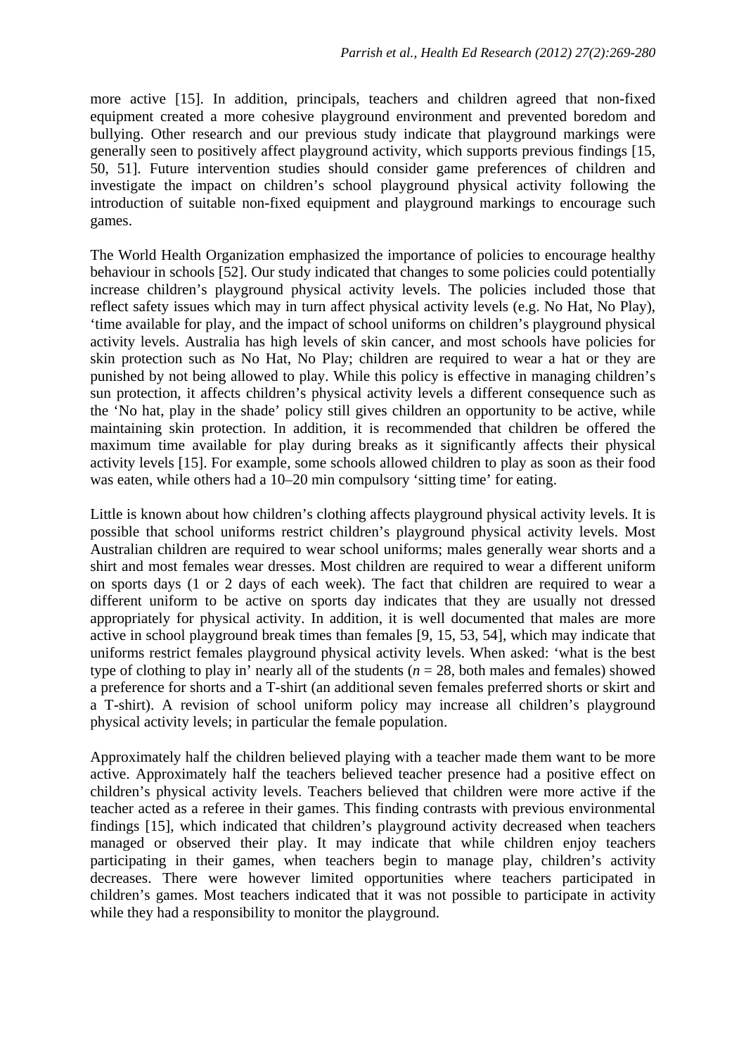more active [15]. In addition, principals, teachers and children agreed that non-fixed equipment created a more cohesive playground environment and prevented boredom and bullying. Other research and our previous study indicate that playground markings were generally seen to positively affect playground activity, which supports previous findings [15, 50, 51]. Future intervention studies should consider game preferences of children and investigate the impact on children's school playground physical activity following the introduction of suitable non-fixed equipment and playground markings to encourage such games.

The World Health Organization emphasized the importance of policies to encourage healthy behaviour in schools [52]. Our study indicated that changes to some policies could potentially increase children's playground physical activity levels. The policies included those that reflect safety issues which may in turn affect physical activity levels (e.g. No Hat, No Play), 'time available for play, and the impact of school uniforms on children's playground physical activity levels. Australia has high levels of skin cancer, and most schools have policies for skin protection such as No Hat, No Play; children are required to wear a hat or they are punished by not being allowed to play. While this policy is effective in managing children's sun protection, it affects children's physical activity levels a different consequence such as the 'No hat, play in the shade' policy still gives children an opportunity to be active, while maintaining skin protection. In addition, it is recommended that children be offered the maximum time available for play during breaks as it significantly affects their physical activity levels [15]. For example, some schools allowed children to play as soon as their food was eaten, while others had a 10–20 min compulsory 'sitting time' for eating.

Little is known about how children's clothing affects playground physical activity levels. It is possible that school uniforms restrict children's playground physical activity levels. Most Australian children are required to wear school uniforms; males generally wear shorts and a shirt and most females wear dresses. Most children are required to wear a different uniform on sports days (1 or 2 days of each week). The fact that children are required to wear a different uniform to be active on sports day indicates that they are usually not dressed appropriately for physical activity. In addition, it is well documented that males are more active in school playground break times than females [9, 15, 53, 54], which may indicate that uniforms restrict females playground physical activity levels. When asked: 'what is the best type of clothing to play in' nearly all of the students ($n = 28$, both males and females) showed a preference for shorts and a T-shirt (an additional seven females preferred shorts or skirt and a T-shirt). A revision of school uniform policy may increase all children's playground physical activity levels; in particular the female population.

Approximately half the children believed playing with a teacher made them want to be more active. Approximately half the teachers believed teacher presence had a positive effect on children's physical activity levels. Teachers believed that children were more active if the teacher acted as a referee in their games. This finding contrasts with previous environmental findings [15], which indicated that children's playground activity decreased when teachers managed or observed their play. It may indicate that while children enjoy teachers participating in their games, when teachers begin to manage play, children's activity decreases. There were however limited opportunities where teachers participated in children's games. Most teachers indicated that it was not possible to participate in activity while they had a responsibility to monitor the playground.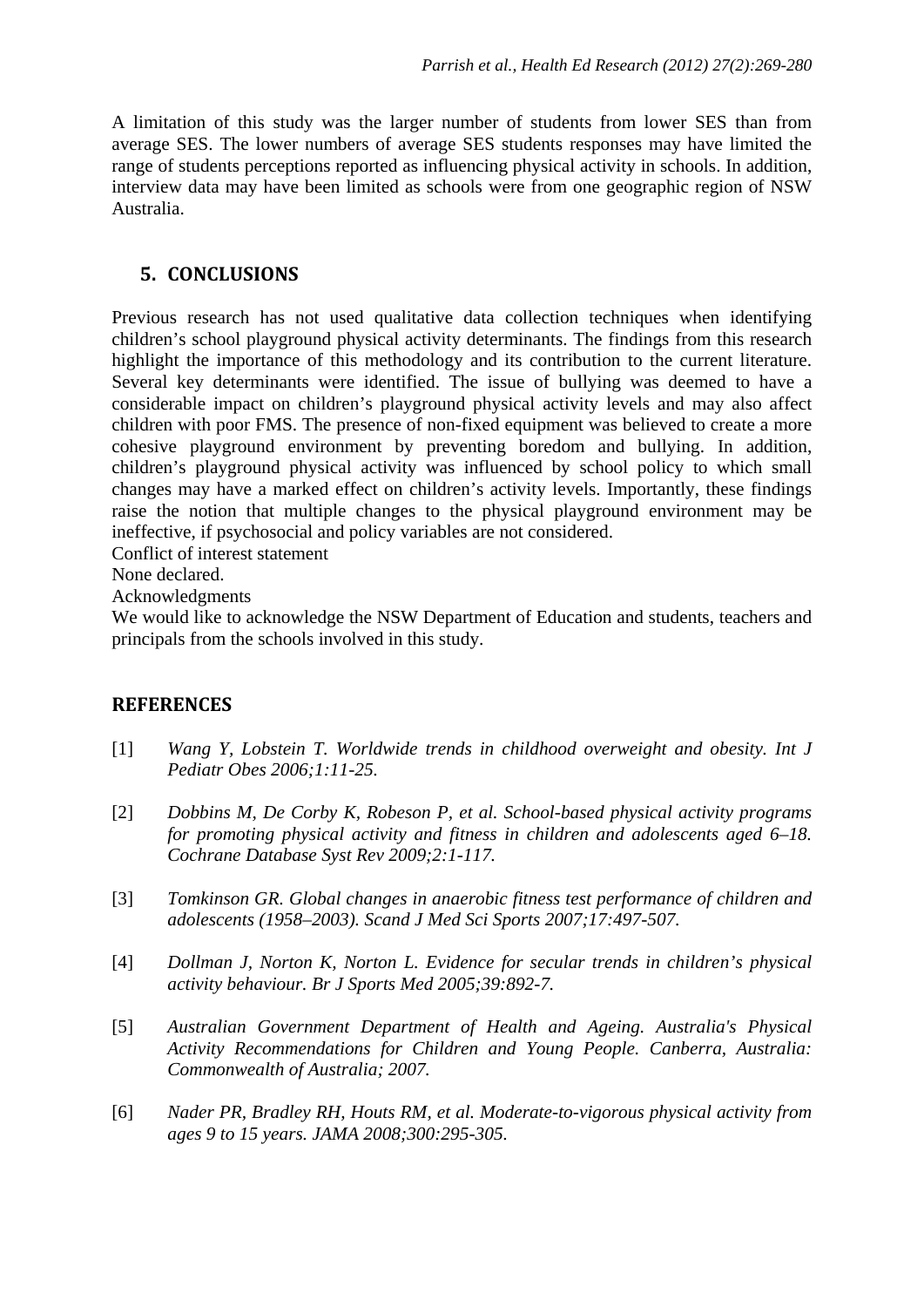A limitation of this study was the larger number of students from lower SES than from average SES. The lower numbers of average SES students responses may have limited the range of students perceptions reported as influencing physical activity in schools. In addition, interview data may have been limited as schools were from one geographic region of NSW Australia.

## 5. CONCLUSIONS

Previous research has not used qualitative data collection techniques when identifying children's school playground physical activity determinants. The findings from this research highlight the importance of this methodology and its contribution to the current literature. Several key determinants were identified. The issue of bullying was deemed to have a considerable impact on children's playground physical activity levels and may also affect children with poor FMS. The presence of non-fixed equipment was believed to create a more cohesive playground environment by preventing boredom and bullying. In addition, children's playground physical activity was influenced by school policy to which small changes may have a marked effect on children's activity levels. Importantly, these findings raise the notion that multiple changes to the physical playground environment may be ineffective, if psychosocial and policy variables are not considered.

Conflict of interest statement

None declared.

Acknowledgments

We would like to acknowledge the NSW Department of Education and students, teachers and principals from the schools involved in this study.

## REFERENCES

[1] *Wang Y, Lobstein T. Worldwide trends in childhood overweight and obesity. Int J Pediatr Obes 2006;1:11-25.*

[2] *Dobbins M, De Corby K, Robeson P, et al. School-based physical activity programs for promoting physical activity and fitness in children and adolescents aged 6–18. Cochrane Database Syst Rev 2009;2:1-117.*

[3] *Tomkinson GR. Global changes in anaerobic fitness test performance of children and adolescents (1958–2003). Scand J Med Sci Sports 2007;17:497-507.*

[4] *Dollman J, Norton K, Norton L. Evidence for secular trends in children's physical activity behaviour. Br J Sports Med 2005;39:892-7.*

[5] *Australian Government Department of Health and Ageing. Australia's Physical Activity Recommendations for Children and Young People. Canberra, Australia: Commonwealth of Australia; 2007.*

[6] *Nader PR, Bradley RH, Houts RM, et al. Moderate-to-vigorous physical activity from ages 9 to 15 years. JAMA 2008;300:295-305.*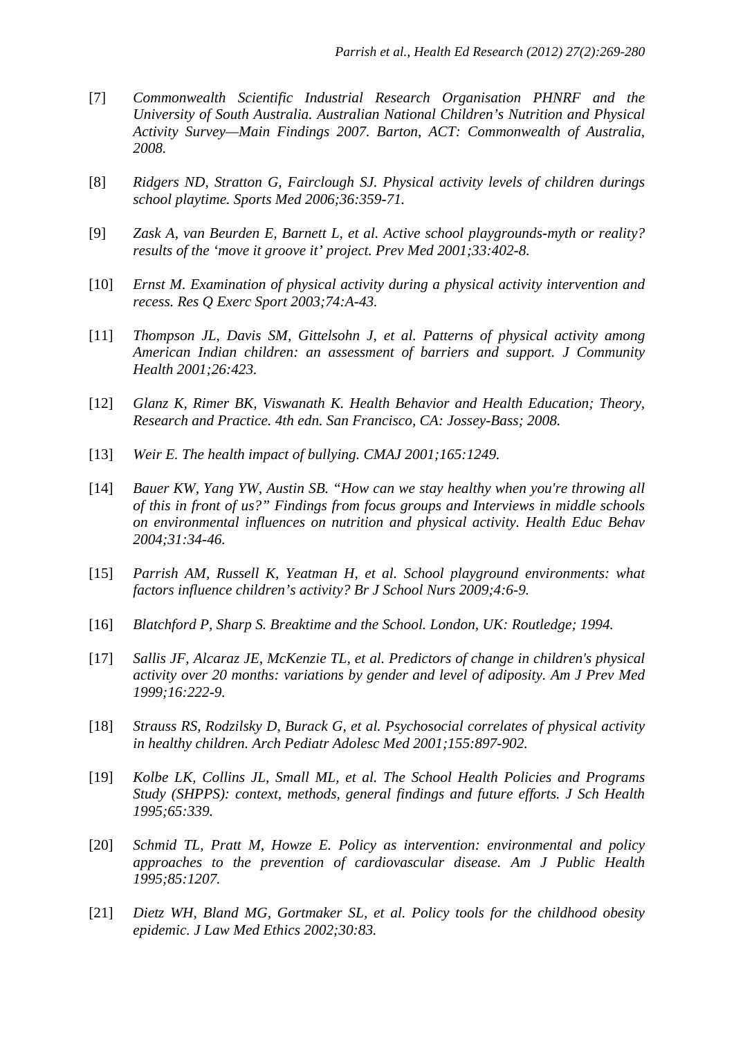[7] *Commonwealth Scientific Industrial Research Organisation PHNRF and the University of South Australia. Australian National Children's Nutrition and Physical Activity Survey—Main Findings 2007. Barton, ACT: Commonwealth of Australia, 2008.*

[8] *Ridgers ND, Stratton G, Fairclough SJ. Physical activity levels of children durings school playtime. Sports Med 2006;36:359-71.*

[9] *Zask A, van Beurden E, Barnett L, et al. Active school playgrounds-myth or reality? results of the 'move it groove it' project. Prev Med 2001;33:402-8.*

[10] *Ernst M. Examination of physical activity during a physical activity intervention and recess. Res Q Exerc Sport 2003;74:A-43.*

[11] *Thompson JL, Davis SM, Gittelsohn J, et al. Patterns of physical activity among American Indian children: an assessment of barriers and support. J Community Health 2001;26:423.*

[12] *Glanz K, Rimer BK, Viswanath K. Health Behavior and Health Education; Theory, Research and Practice. 4th edn. San Francisco, CA: Jossey-Bass; 2008.*

[13] *Weir E. The health impact of bullying. CMAJ 2001;165:1249.*

[14] *Bauer KW, Yang YW, Austin SB. "How can we stay healthy when you're throwing all of this in front of us?" Findings from focus groups and Interviews in middle schools on environmental influences on nutrition and physical activity. Health Educ Behav 2004;31:34-46.*

[15] *Parrish AM, Russell K, Yeatman H, et al. School playground environments: what factors influence children's activity? Br J School Nurs 2009;4:6-9.*

[16] *Blatchford P, Sharp S. Breaktime and the School. London, UK: Routledge; 1994.*

[17] *Sallis JF, Alcaraz JE, McKenzie TL, et al. Predictors of change in children's physical activity over 20 months: variations by gender and level of adiposity. Am J Prev Med 1999;16:222-9.*

[18] *Strauss RS, Rodzilsky D, Burack G, et al. Psychosocial correlates of physical activity in healthy children. Arch Pediatr Adolesc Med 2001;155:897-902.*

[19] *Kolbe LK, Collins JL, Small ML, et al. The School Health Policies and Programs Study (SHPPS): context, methods, general findings and future efforts. J Sch Health 1995;65:339.*

[20] *Schmid TL, Pratt M, Howze E. Policy as intervention: environmental and policy approaches to the prevention of cardiovascular disease. Am J Public Health 1995;85:1207.*

[21] *Dietz WH, Bland MG, Gortmaker SL, et al. Policy tools for the childhood obesity epidemic. J Law Med Ethics 2002;30:83.*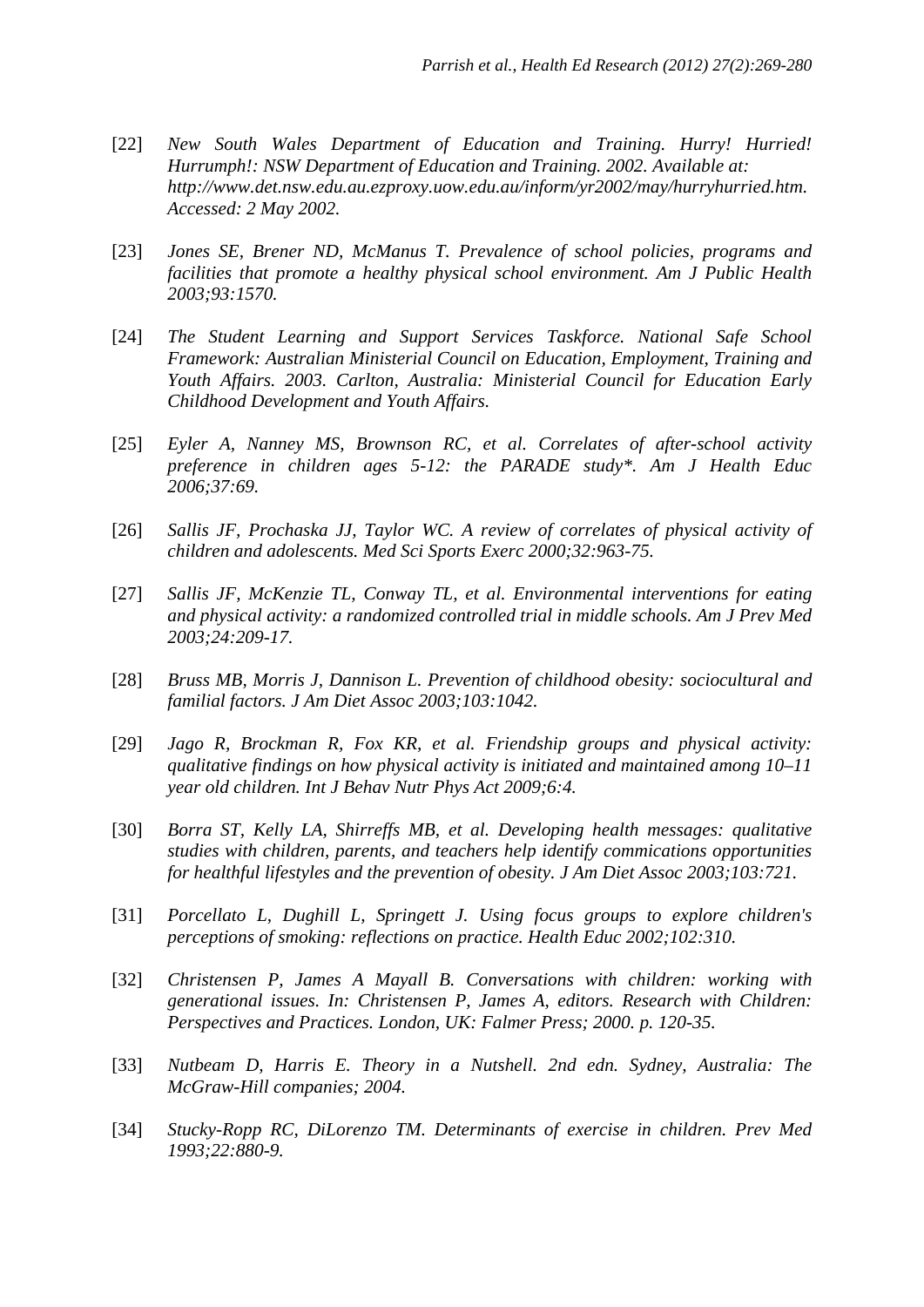[22] *New South Wales Department of Education and Training. Hurry! Hurried! Hurrumph!: NSW Department of Education and Training. 2002. Available at: http://www.det.nsw.edu.au.ezproxy.uow.edu.au/inform/yr2002/may/hurryhurried.htm. Accessed: 2 May 2002.*

[23] *Jones SE, Brener ND, McManus T. Prevalence of school policies, programs and facilities that promote a healthy physical school environment. Am J Public Health 2003;93:1570.*

[24] *The Student Learning and Support Services Taskforce. National Safe School Framework: Australian Ministerial Council on Education, Employment, Training and Youth Affairs. 2003. Carlton, Australia: Ministerial Council for Education Early Childhood Development and Youth Affairs.*

[25] *Eyler A, Nanney MS, Brownson RC, et al. Correlates of after-school activity preference in children ages 5-12: the PARADE study*. Am J Health Educ 2006;37:69.*

[26] *Sallis JF, Prochaska JJ, Taylor WC. A review of correlates of physical activity of children and adolescents. Med Sci Sports Exerc 2000;32:963-75.*

[27] *Sallis JF, McKenzie TL, Conway TL, et al. Environmental interventions for eating and physical activity: a randomized controlled trial in middle schools. Am J Prev Med 2003;24:209-17.*

[28] *Bruss MB, Morris J, Dannison L. Prevention of childhood obesity: sociocultural and familial factors. J Am Diet Assoc 2003;103:1042.*

[29] *Jago R, Brockman R, Fox KR, et al. Friendship groups and physical activity: qualitative findings on how physical activity is initiated and maintained among 10–11 year old children. Int J Behav Nutr Phys Act 2009;6:4.*

[30] *Borra ST, Kelly LA, Shirreffs MB, et al. Developing health messages: qualitative studies with children, parents, and teachers help identify commications opportunities for healthful lifestyles and the prevention of obesity. J Am Diet Assoc 2003;103:721.*

[31] *Porcellato L, Dughill L, Springett J. Using focus groups to explore children's perceptions of smoking: reflections on practice. Health Educ 2002;102:310.*

[32] *Christensen P, James A Mayall B. Conversations with children: working with generational issues. In: Christensen P, James A, editors. Research with Children: Perspectives and Practices. London, UK: Falmer Press; 2000. p. 120-35.*

[33] *Nutbeam D, Harris E. Theory in a Nutshell. 2nd edn. Sydney, Australia: The McGraw-Hill companies; 2004.*

[34] *Stucky-Ropp RC, DiLorenzo TM. Determinants of exercise in children. Prev Med 1993;22:880-9.*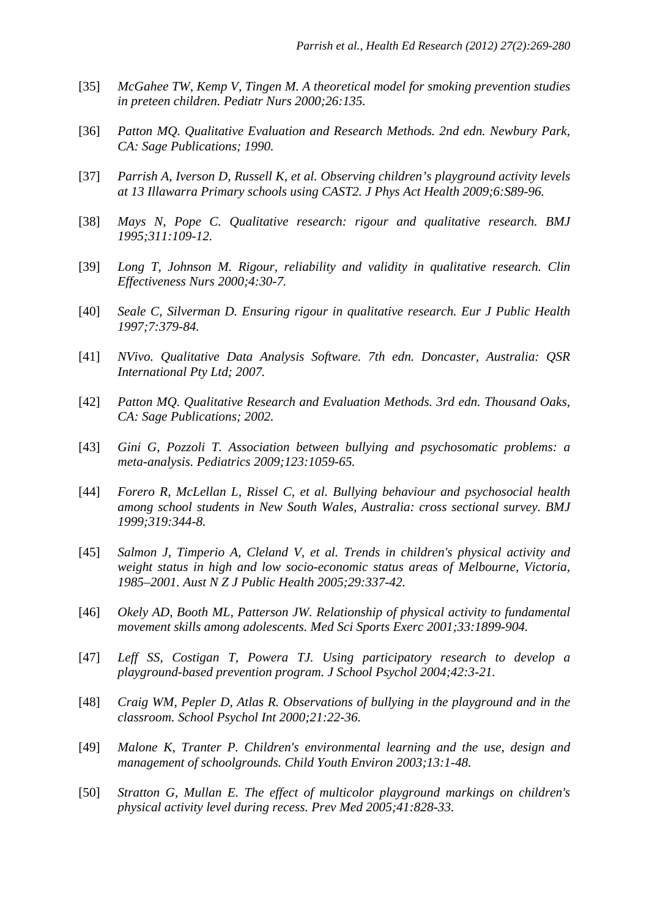[35] *McGahee TW, Kemp V, Tingen M. A theoretical model for smoking prevention studies in preteen children. Pediatr Nurs 2000;26:135.*

[36] *Patton MQ. Qualitative Evaluation and Research Methods. 2nd edn. Newbury Park, CA: Sage Publications; 1990.*

[37] *Parrish A, Iverson D, Russell K, et al. Observing children's playground activity levels at 13 Illawarra Primary schools using CAST2. J Phys Act Health 2009;6:S89-96.*

[38] *Mays N, Pope C. Qualitative research: rigour and qualitative research. BMJ 1995;311:109-12.*

[39] *Long T, Johnson M. Rigour, reliability and validity in qualitative research. Clin Effectiveness Nurs 2000;4:30-7.*

[40] *Seale C, Silverman D. Ensuring rigour in qualitative research. Eur J Public Health 1997;7:379-84.*

[41] *NVivo. Qualitative Data Analysis Software. 7th edn. Doncaster, Australia: QSR International Pty Ltd; 2007.*

[42] *Patton MQ. Qualitative Research and Evaluation Methods. 3rd edn. Thousand Oaks, CA: Sage Publications; 2002.*

[43] *Gini G, Pozzoli T. Association between bullying and psychosomatic problems: a meta-analysis. Pediatrics 2009;123:1059-65.*

[44] *Forero R, McLellan L, Rissel C, et al. Bullying behaviour and psychosocial health among school students in New South Wales, Australia: cross sectional survey. BMJ 1999;319:344-8.*

[45] *Salmon J, Timperio A, Cleland V, et al. Trends in children's physical activity and weight status in high and low socio-economic status areas of Melbourne, Victoria, 1985–2001. Aust N Z J Public Health 2005;29:337-42.*

[46] *Okely AD, Booth ML, Patterson JW. Relationship of physical activity to fundamental movement skills among adolescents. Med Sci Sports Exerc 2001;33:1899-904.*

[47] *Leff SS, Costigan T, Powera TJ. Using participatory research to develop a playground-based prevention program. J School Psychol 2004;42:3-21.*

[48] *Craig WM, Pepler D, Atlas R. Observations of bullying in the playground and in the classroom. School Psychol Int 2000;21:22-36.*

[49] *Malone K, Tranter P. Children's environmental learning and the use, design and management of schoolgrounds. Child Youth Environ 2003;13:1-48.*

[50] *Stratton G, Mullan E. The effect of multicolor playground markings on children's physical activity level during recess. Prev Med 2005;41:828-33.*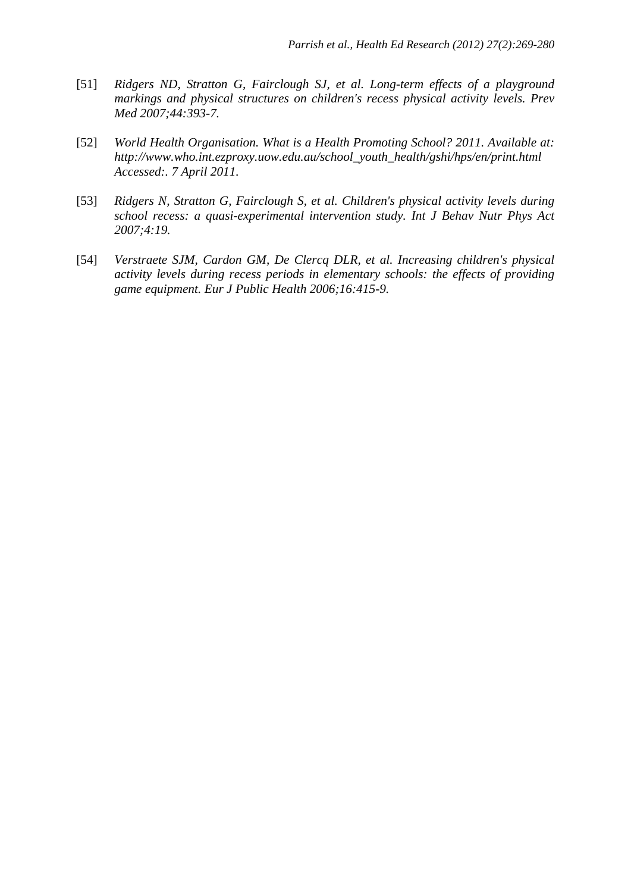[51] *Ridgers ND, Stratton G, Fairclough SJ, et al. Long-term effects of a playground markings and physical structures on children's recess physical activity levels. Prev Med 2007;44:393-7.*

[52] *World Health Organisation. What is a Health Promoting School? 2011. Available at: http://www.who.int.ezproxy.uow.edu.au/school_youth_health/gshi/hps/en/print.html Accessed:. 7 April 2011.*

[53] *Ridgers N, Stratton G, Fairclough S, et al. Children's physical activity levels during school recess: a quasi-experimental intervention study. Int J Behav Nutr Phys Act 2007;4:19.*

[54] *Verstraete SJM, Cardon GM, De Clercq DLR, et al. Increasing children's physical activity levels during recess periods in elementary schools: the effects of providing game equipment. Eur J Public Health 2006;16:415-9.*